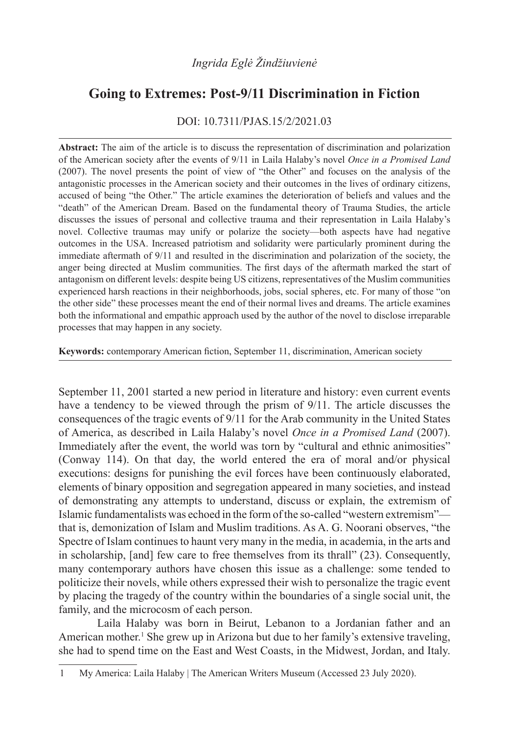*Ingrida Eglė Žindžiuvienė*

# Going to Extremes: Post-9/11 Discrimination in Fiction

DOI: 10.7311/PJAS.15/2/2021.03

**Abstract:** The aim of the article is to discuss the representation of discrimination and polarization of the American society after the events of 9/11 in Laila Halaby's novel *Once in a Promised Land* (2007). The novel presents the point of view of "the Other" and focuses on the analysis of the antagonistic processes in the American society and their outcomes in the lives of ordinary citizens, accused of being "the Other." The article examines the deterioration of beliefs and values and the "death" of the American Dream. Based on the fundamental theory of Trauma Studies, the article discusses the issues of personal and collective trauma and their representation in Laila Halaby's novel. Collective traumas may unify or polarize the society—both aspects have had negative outcomes in the USA. Increased patriotism and solidarity were particularly prominent during the immediate aftermath of 9/11 and resulted in the discrimination and polarization of the society, the anger being directed at Muslim communities. The first days of the aftermath marked the start of antagonism on different levels: despite being US citizens, representatives of the Muslim communities experienced harsh reactions in their neighborhoods, jobs, social spheres, etc. For many of those "on the other side" these processes meant the end of their normal lives and dreams. The article examines both the informational and empathic approach used by the author of the novel to disclose irreparable processes that may happen in any society.

**Keywords:** contemporary American fiction, September 11, discrimination, American society

September 11, 2001 started a new period in literature and history: even current events have a tendency to be viewed through the prism of 9/11. The article discusses the consequences of the tragic events of 9/11 for the Arab community in the United States of America, as described in Laila Halaby's novel *Once in a Promised Land* (2007). Immediately after the event, the world was torn by "cultural and ethnic animosities" (Conway 114). On that day, the world entered the era of moral and/or physical executions: designs for punishing the evil forces have been continuously elaborated, elements of binary opposition and segregation appeared in many societies, and instead of demonstrating any attempts to understand, discuss or explain, the extremism of Islamic fundamentalists was echoed in the form of the so-called "western extremism"—that is, demonization of Islam and Muslim traditions. As A. G. Noorani observes, "the Spectre of Islam continues to haunt very many in the media, in academia, in the arts and in scholarship, [and] few care to free themselves from its thrall" (23). Consequently, many contemporary authors have chosen this issue as a challenge: some tended to politicize their novels, while others expressed their wish to personalize the tragic event by placing the tragedy of the country within the boundaries of a single social unit, the family, and the microcosm of each person.

Laila Halaby was born in Beirut, Lebanon to a Jordanian father and an American mother.[1] She grew up in Arizona but due to her family's extensive traveling, she had to spend time on the East and West Coasts, in the Midwest, Jordan, and Italy.

[1] My America: Laila Halaby | The American Writers Museum (Accessed 23 July 2020).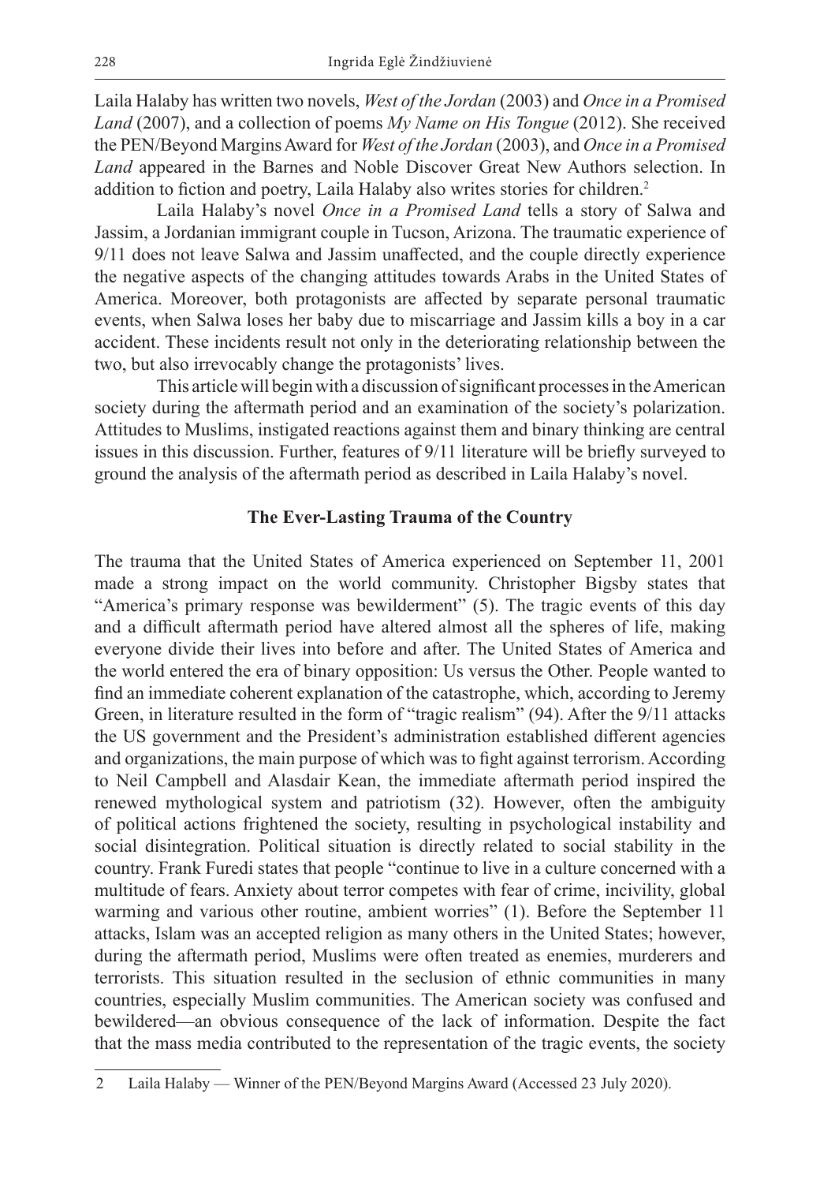Laila Halaby has written two novels, *West of the Jordan* (2003) and *Once in a Promised Land* (2007), and a collection of poems *My Name on His Tongue* (2012). She received the PEN/Beyond Margins Award for *West of the Jordan* (2003), and *Once in a Promised Land* appeared in the Barnes and Noble Discover Great New Authors selection. In addition to fiction and poetry, Laila Halaby also writes stories for children.[2]

Laila Halaby's novel *Once in a Promised Land* tells a story of Salwa and Jassim, a Jordanian immigrant couple in Tucson, Arizona. The traumatic experience of 9/11 does not leave Salwa and Jassim unaffected, and the couple directly experience the negative aspects of the changing attitudes towards Arabs in the United States of America. Moreover, both protagonists are affected by separate personal traumatic events, when Salwa loses her baby due to miscarriage and Jassim kills a boy in a car accident. These incidents result not only in the deteriorating relationship between the two, but also irrevocably change the protagonists' lives.

This article will begin with a discussion of significant processes in the American society during the aftermath period and an examination of the society's polarization. Attitudes to Muslims, instigated reactions against them and binary thinking are central issues in this discussion. Further, features of 9/11 literature will be briefly surveyed to ground the analysis of the aftermath period as described in Laila Halaby's novel.

## The Ever-Lasting Trauma of the Country

The trauma that the United States of America experienced on September 11, 2001 made a strong impact on the world community. Christopher Bigsby states that "America's primary response was bewilderment" (5). The tragic events of this day and a difficult aftermath period have altered almost all the spheres of life, making everyone divide their lives into before and after. The United States of America and the world entered the era of binary opposition: Us versus the Other. People wanted to find an immediate coherent explanation of the catastrophe, which, according to Jeremy Green, in literature resulted in the form of "tragic realism" (94). After the 9/11 attacks the US government and the President's administration established different agencies and organizations, the main purpose of which was to fight against terrorism. According to Neil Campbell and Alasdair Kean, the immediate aftermath period inspired the renewed mythological system and patriotism (32). However, often the ambiguity of political actions frightened the society, resulting in psychological instability and social disintegration. Political situation is directly related to social stability in the country. Frank Furedi states that people "continue to live in a culture concerned with a multitude of fears. Anxiety about terror competes with fear of crime, incivility, global warming and various other routine, ambient worries" (1). Before the September 11 attacks, Islam was an accepted religion as many others in the United States; however, during the aftermath period, Muslims were often treated as enemies, murderers and terrorists. This situation resulted in the seclusion of ethnic communities in many countries, especially Muslim communities. The American society was confused and bewildered—an obvious consequence of the lack of information. Despite the fact that the mass media contributed to the representation of the tragic events, the society

---

2 Laila Halaby — Winner of the PEN/Beyond Margins Award (Accessed 23 July 2020).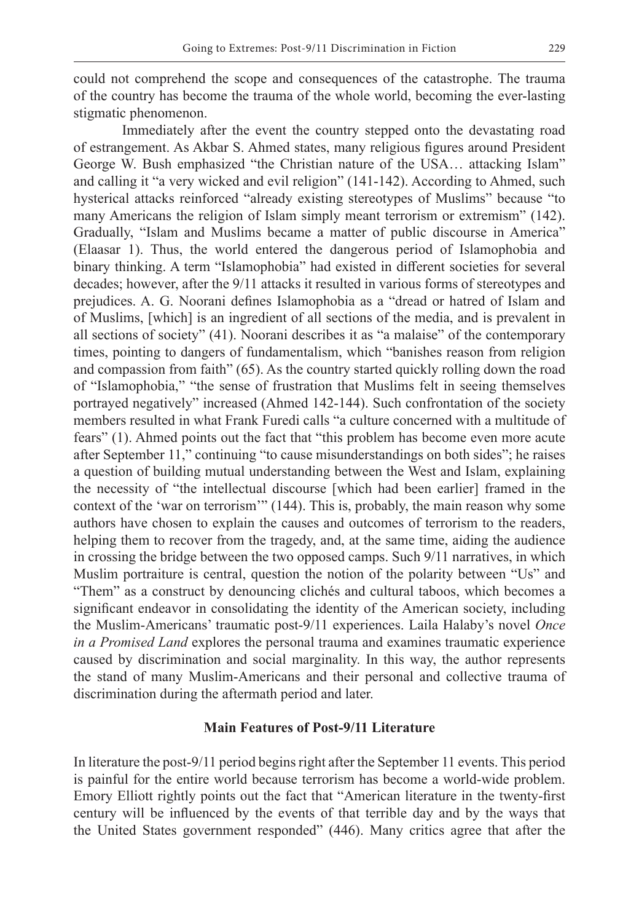could not comprehend the scope and consequences of the catastrophe. The trauma of the country has become the trauma of the whole world, becoming the ever-lasting stigmatic phenomenon.

Immediately after the event the country stepped onto the devastating road of estrangement. As Akbar S. Ahmed states, many religious figures around President George W. Bush emphasized "the Christian nature of the USA… attacking Islam" and calling it "a very wicked and evil religion" (141-142). According to Ahmed, such hysterical attacks reinforced "already existing stereotypes of Muslims" because "to many Americans the religion of Islam simply meant terrorism or extremism" (142). Gradually, "Islam and Muslims became a matter of public discourse in America" (Elaasar 1). Thus, the world entered the dangerous period of Islamophobia and binary thinking. A term "Islamophobia" had existed in different societies for several decades; however, after the 9/11 attacks it resulted in various forms of stereotypes and prejudices. A. G. Noorani defines Islamophobia as a "dread or hatred of Islam and of Muslims, [which] is an ingredient of all sections of the media, and is prevalent in all sections of society" (41). Noorani describes it as "a malaise" of the contemporary times, pointing to dangers of fundamentalism, which "banishes reason from religion and compassion from faith" (65). As the country started quickly rolling down the road of "Islamophobia," "the sense of frustration that Muslims felt in seeing themselves portrayed negatively" increased (Ahmed 142-144). Such confrontation of the society members resulted in what Frank Furedi calls "a culture concerned with a multitude of fears" (1). Ahmed points out the fact that "this problem has become even more acute after September 11," continuing "to cause misunderstandings on both sides"; he raises a question of building mutual understanding between the West and Islam, explaining the necessity of "the intellectual discourse [which had been earlier] framed in the context of the 'war on terrorism'" (144). This is, probably, the main reason why some authors have chosen to explain the causes and outcomes of terrorism to the readers, helping them to recover from the tragedy, and, at the same time, aiding the audience in crossing the bridge between the two opposed camps. Such 9/11 narratives, in which Muslim portraiture is central, question the notion of the polarity between "Us" and "Them" as a construct by denouncing clichés and cultural taboos, which becomes a significant endeavor in consolidating the identity of the American society, including the Muslim-Americans' traumatic post-9/11 experiences. Laila Halaby's novel *Once in a Promised Land* explores the personal trauma and examines traumatic experience caused by discrimination and social marginality. In this way, the author represents the stand of many Muslim-Americans and their personal and collective trauma of discrimination during the aftermath period and later.

## Main Features of Post-9/11 Literature

In literature the post-9/11 period begins right after the September 11 events. This period is painful for the entire world because terrorism has become a world-wide problem. Emory Elliott rightly points out the fact that "American literature in the twenty-first century will be influenced by the events of that terrible day and by the ways that the United States government responded" (446). Many critics agree that after the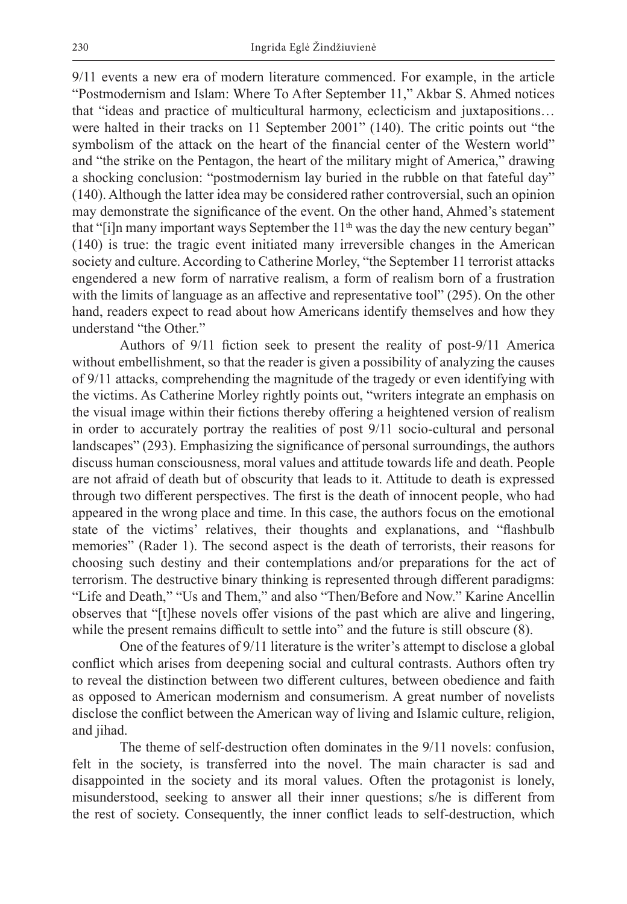9/11 events a new era of modern literature commenced. For example, in the article "Postmodernism and Islam: Where To After September 11," Akbar S. Ahmed notices that "ideas and practice of multicultural harmony, eclecticism and juxtapositions… were halted in their tracks on 11 September 2001" (140). The critic points out "the symbolism of the attack on the heart of the financial center of the Western world" and "the strike on the Pentagon, the heart of the military might of America," drawing a shocking conclusion: "postmodernism lay buried in the rubble on that fateful day" (140). Although the latter idea may be considered rather controversial, such an opinion may demonstrate the significance of the event. On the other hand, Ahmed's statement that "[i]n many important ways September the 11th was the day the new century began" (140) is true: the tragic event initiated many irreversible changes in the American society and culture. According to Catherine Morley, "the September 11 terrorist attacks engendered a new form of narrative realism, a form of realism born of a frustration with the limits of language as an affective and representative tool" (295). On the other hand, readers expect to read about how Americans identify themselves and how they understand "the Other."

Authors of 9/11 fiction seek to present the reality of post-9/11 America without embellishment, so that the reader is given a possibility of analyzing the causes of 9/11 attacks, comprehending the magnitude of the tragedy or even identifying with the victims. As Catherine Morley rightly points out, "writers integrate an emphasis on the visual image within their fictions thereby offering a heightened version of realism in order to accurately portray the realities of post 9/11 socio-cultural and personal landscapes" (293). Emphasizing the significance of personal surroundings, the authors discuss human consciousness, moral values and attitude towards life and death. People are not afraid of death but of obscurity that leads to it. Attitude to death is expressed through two different perspectives. The first is the death of innocent people, who had appeared in the wrong place and time. In this case, the authors focus on the emotional state of the victims' relatives, their thoughts and explanations, and "flashbulb memories" (Rader 1). The second aspect is the death of terrorists, their reasons for choosing such destiny and their contemplations and/or preparations for the act of terrorism. The destructive binary thinking is represented through different paradigms: "Life and Death," "Us and Them," and also "Then/Before and Now." Karine Ancellin observes that "[t]hese novels offer visions of the past which are alive and lingering, while the present remains difficult to settle into" and the future is still obscure (8).

One of the features of 9/11 literature is the writer's attempt to disclose a global conflict which arises from deepening social and cultural contrasts. Authors often try to reveal the distinction between two different cultures, between obedience and faith as opposed to American modernism and consumerism. A great number of novelists disclose the conflict between the American way of living and Islamic culture, religion, and jihad.

The theme of self-destruction often dominates in the 9/11 novels: confusion, felt in the society, is transferred into the novel. The main character is sad and disappointed in the society and its moral values. Often the protagonist is lonely, misunderstood, seeking to answer all their inner questions; s/he is different from the rest of society. Consequently, the inner conflict leads to self-destruction, which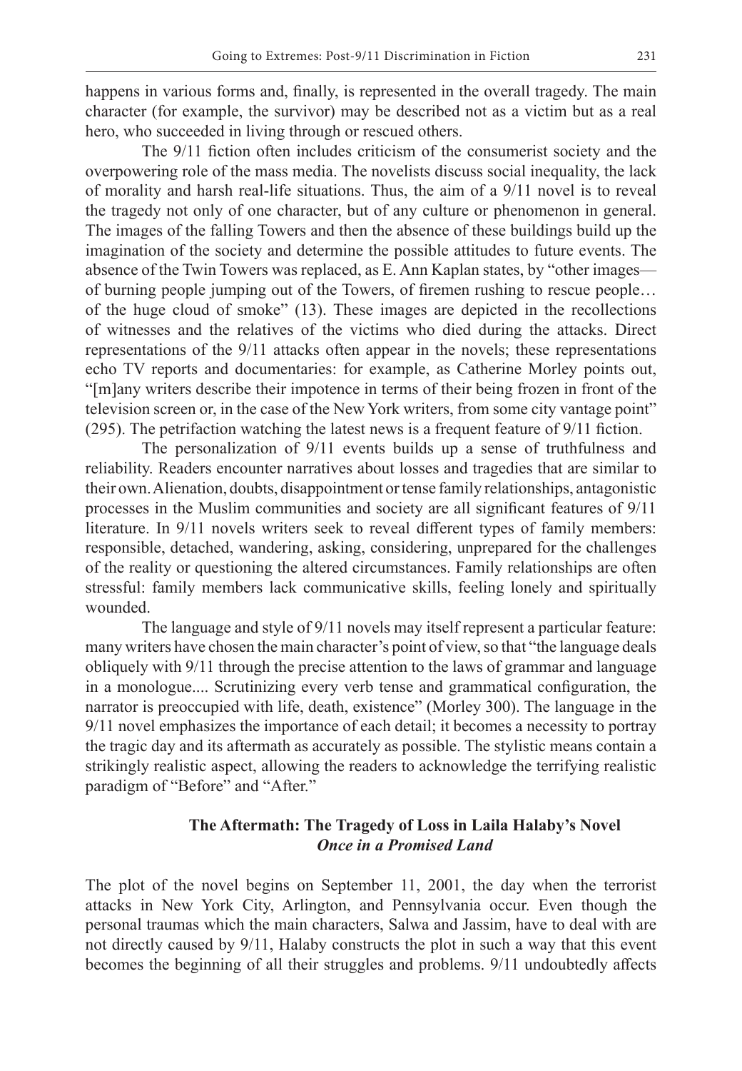happens in various forms and, finally, is represented in the overall tragedy. The main character (for example, the survivor) may be described not as a victim but as a real hero, who succeeded in living through or rescued others.

The 9/11 fiction often includes criticism of the consumerist society and the overpowering role of the mass media. The novelists discuss social inequality, the lack of morality and harsh real-life situations. Thus, the aim of a 9/11 novel is to reveal the tragedy not only of one character, but of any culture or phenomenon in general. The images of the falling Towers and then the absence of these buildings build up the imagination of the society and determine the possible attitudes to future events. The absence of the Twin Towers was replaced, as E. Ann Kaplan states, by "other images—of burning people jumping out of the Towers, of firemen rushing to rescue people… of the huge cloud of smoke" (13). These images are depicted in the recollections of witnesses and the relatives of the victims who died during the attacks. Direct representations of the 9/11 attacks often appear in the novels; these representations echo TV reports and documentaries: for example, as Catherine Morley points out, "[m]any writers describe their impotence in terms of their being frozen in front of the television screen or, in the case of the New York writers, from some city vantage point" (295). The petrifaction watching the latest news is a frequent feature of 9/11 fiction.

The personalization of 9/11 events builds up a sense of truthfulness and reliability. Readers encounter narratives about losses and tragedies that are similar to their own. Alienation, doubts, disappointment or tense family relationships, antagonistic processes in the Muslim communities and society are all significant features of 9/11 literature. In 9/11 novels writers seek to reveal different types of family members: responsible, detached, wandering, asking, considering, unprepared for the challenges of the reality or questioning the altered circumstances. Family relationships are often stressful: family members lack communicative skills, feeling lonely and spiritually wounded.

The language and style of 9/11 novels may itself represent a particular feature: many writers have chosen the main character's point of view, so that "the language deals obliquely with 9/11 through the precise attention to the laws of grammar and language in a monologue.... Scrutinizing every verb tense and grammatical configuration, the narrator is preoccupied with life, death, existence" (Morley 300). The language in the 9/11 novel emphasizes the importance of each detail; it becomes a necessity to portray the tragic day and its aftermath as accurately as possible. The stylistic means contain a strikingly realistic aspect, allowing the readers to acknowledge the terrifying realistic paradigm of "Before" and "After."

## The Aftermath: The Tragedy of Loss in Laila Halaby's Novel *Once in a Promised Land*

The plot of the novel begins on September 11, 2001, the day when the terrorist attacks in New York City, Arlington, and Pennsylvania occur. Even though the personal traumas which the main characters, Salwa and Jassim, have to deal with are not directly caused by 9/11, Halaby constructs the plot in such a way that this event becomes the beginning of all their struggles and problems. 9/11 undoubtedly affects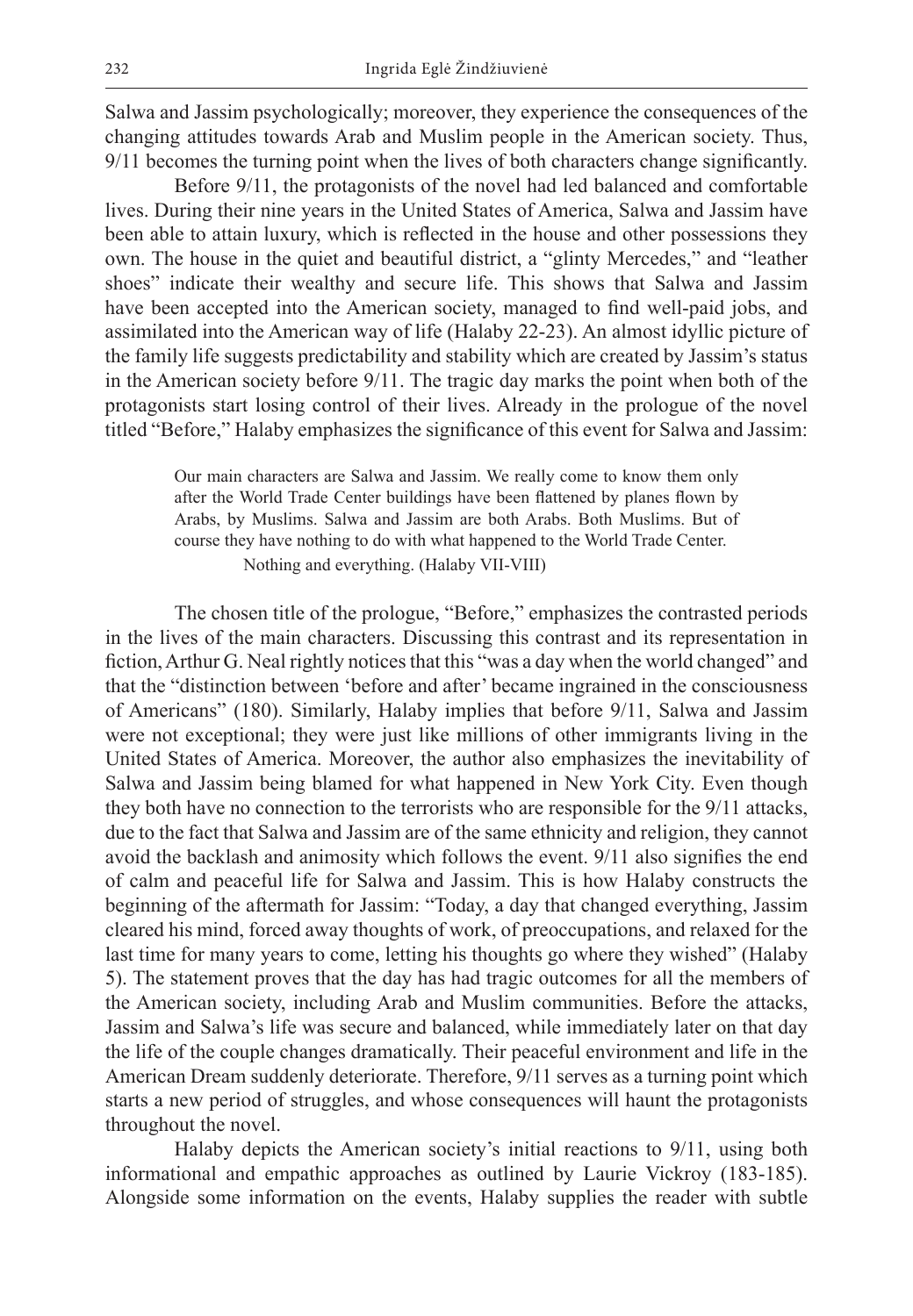Salwa and Jassim psychologically; moreover, they experience the consequences of the changing attitudes towards Arab and Muslim people in the American society. Thus, 9/11 becomes the turning point when the lives of both characters change significantly.

Before 9/11, the protagonists of the novel had led balanced and comfortable lives. During their nine years in the United States of America, Salwa and Jassim have been able to attain luxury, which is reflected in the house and other possessions they own. The house in the quiet and beautiful district, a "glinty Mercedes," and "leather shoes" indicate their wealthy and secure life. This shows that Salwa and Jassim have been accepted into the American society, managed to find well-paid jobs, and assimilated into the American way of life (Halaby 22-23). An almost idyllic picture of the family life suggests predictability and stability which are created by Jassim's status in the American society before 9/11. The tragic day marks the point when both of the protagonists start losing control of their lives. Already in the prologue of the novel titled "Before," Halaby emphasizes the significance of this event for Salwa and Jassim:

> Our main characters are Salwa and Jassim. We really come to know them only after the World Trade Center buildings have been flattened by planes flown by Arabs, by Muslims. Salwa and Jassim are both Arabs. Both Muslims. But of course they have nothing to do with what happened to the World Trade Center.
>
> Nothing and everything. (Halaby VII-VIII)

The chosen title of the prologue, "Before," emphasizes the contrasted periods in the lives of the main characters. Discussing this contrast and its representation in fiction, Arthur G. Neal rightly notices that this "was a day when the world changed" and that the "distinction between 'before and after' became ingrained in the consciousness of Americans" (180). Similarly, Halaby implies that before 9/11, Salwa and Jassim were not exceptional; they were just like millions of other immigrants living in the United States of America. Moreover, the author also emphasizes the inevitability of Salwa and Jassim being blamed for what happened in New York City. Even though they both have no connection to the terrorists who are responsible for the 9/11 attacks, due to the fact that Salwa and Jassim are of the same ethnicity and religion, they cannot avoid the backlash and animosity which follows the event. 9/11 also signifies the end of calm and peaceful life for Salwa and Jassim. This is how Halaby constructs the beginning of the aftermath for Jassim: "Today, a day that changed everything, Jassim cleared his mind, forced away thoughts of work, of preoccupations, and relaxed for the last time for many years to come, letting his thoughts go where they wished" (Halaby 5). The statement proves that the day has had tragic outcomes for all the members of the American society, including Arab and Muslim communities. Before the attacks, Jassim and Salwa's life was secure and balanced, while immediately later on that day the life of the couple changes dramatically. Their peaceful environment and life in the American Dream suddenly deteriorate. Therefore, 9/11 serves as a turning point which starts a new period of struggles, and whose consequences will haunt the protagonists throughout the novel.

Halaby depicts the American society's initial reactions to 9/11, using both informational and empathic approaches as outlined by Laurie Vickroy (183-185). Alongside some information on the events, Halaby supplies the reader with subtle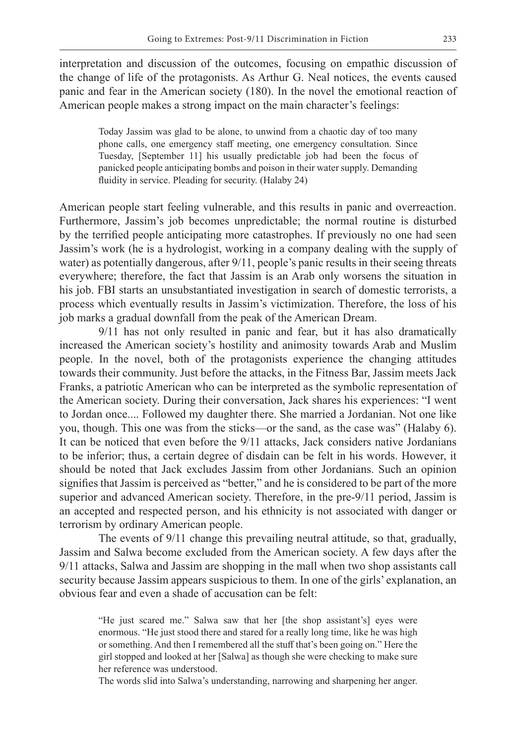interpretation and discussion of the outcomes, focusing on empathic discussion of the change of life of the protagonists. As Arthur G. Neal notices, the events caused panic and fear in the American society (180). In the novel the emotional reaction of American people makes a strong impact on the main character's feelings:

> Today Jassim was glad to be alone, to unwind from a chaotic day of too many phone calls, one emergency staff meeting, one emergency consultation. Since Tuesday, [September 11] his usually predictable job had been the focus of panicked people anticipating bombs and poison in their water supply. Demanding fluidity in service. Pleading for security. (Halaby 24)

American people start feeling vulnerable, and this results in panic and overreaction. Furthermore, Jassim's job becomes unpredictable; the normal routine is disturbed by the terrified people anticipating more catastrophes. If previously no one had seen Jassim's work (he is a hydrologist, working in a company dealing with the supply of water) as potentially dangerous, after 9/11, people's panic results in their seeing threats everywhere; therefore, the fact that Jassim is an Arab only worsens the situation in his job. FBI starts an unsubstantiated investigation in search of domestic terrorists, a process which eventually results in Jassim's victimization. Therefore, the loss of his job marks a gradual downfall from the peak of the American Dream.

9/11 has not only resulted in panic and fear, but it has also dramatically increased the American society's hostility and animosity towards Arab and Muslim people. In the novel, both of the protagonists experience the changing attitudes towards their community. Just before the attacks, in the Fitness Bar, Jassim meets Jack Franks, a patriotic American who can be interpreted as the symbolic representation of the American society. During their conversation, Jack shares his experiences: "I went to Jordan once.... Followed my daughter there. She married a Jordanian. Not one like you, though. This one was from the sticks—or the sand, as the case was" (Halaby 6). It can be noticed that even before the 9/11 attacks, Jack considers native Jordanians to be inferior; thus, a certain degree of disdain can be felt in his words. However, it should be noted that Jack excludes Jassim from other Jordanians. Such an opinion signifies that Jassim is perceived as "better," and he is considered to be part of the more superior and advanced American society. Therefore, in the pre-9/11 period, Jassim is an accepted and respected person, and his ethnicity is not associated with danger or terrorism by ordinary American people.

The events of 9/11 change this prevailing neutral attitude, so that, gradually, Jassim and Salwa become excluded from the American society. A few days after the 9/11 attacks, Salwa and Jassim are shopping in the mall when two shop assistants call security because Jassim appears suspicious to them. In one of the girls' explanation, an obvious fear and even a shade of accusation can be felt:

> "He just scared me." Salwa saw that her [the shop assistant's] eyes were enormous. "He just stood there and stared for a really long time, like he was high or something. And then I remembered all the stuff that's been going on." Here the girl stopped and looked at her [Salwa] as though she were checking to make sure her reference was understood.
>
> The words slid into Salwa's understanding, narrowing and sharpening her anger.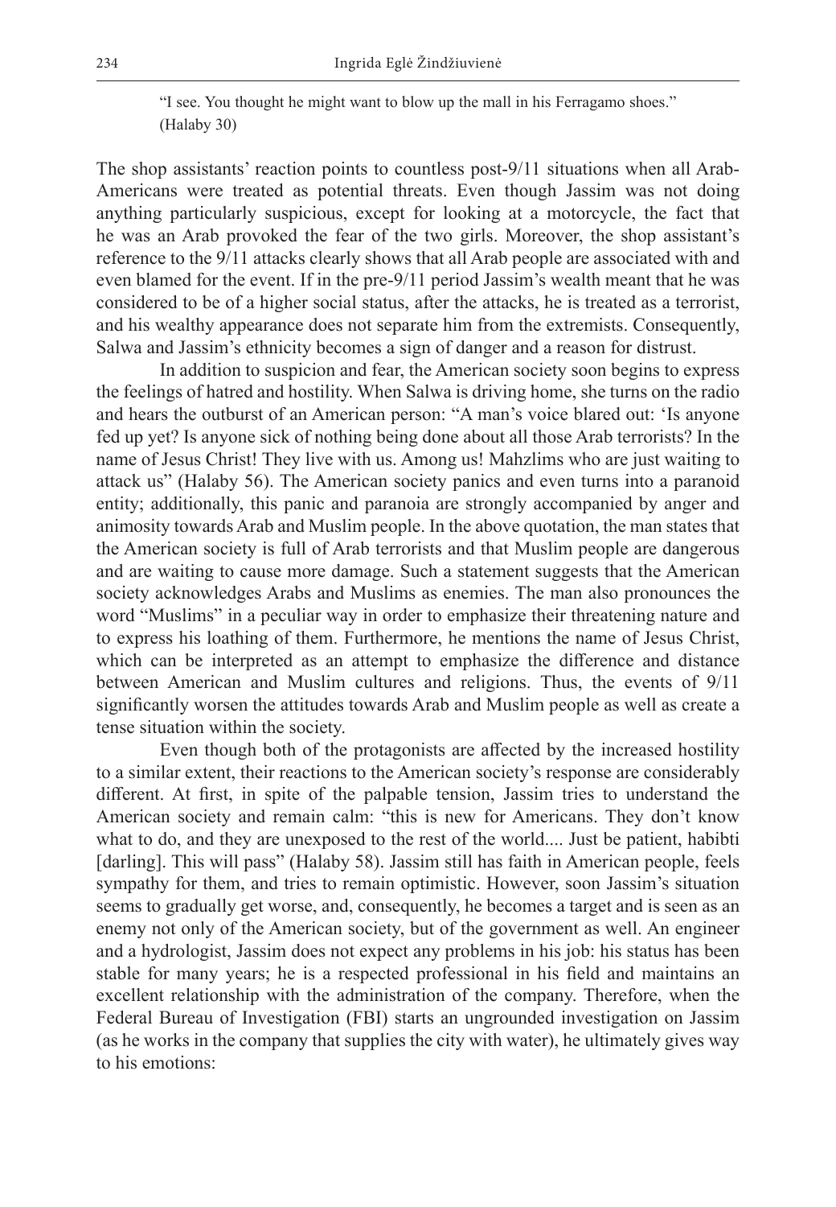"I see. You thought he might want to blow up the mall in his Ferragamo shoes." (Halaby 30)

The shop assistants' reaction points to countless post-9/11 situations when all Arab-Americans were treated as potential threats. Even though Jassim was not doing anything particularly suspicious, except for looking at a motorcycle, the fact that he was an Arab provoked the fear of the two girls. Moreover, the shop assistant's reference to the 9/11 attacks clearly shows that all Arab people are associated with and even blamed for the event. If in the pre-9/11 period Jassim's wealth meant that he was considered to be of a higher social status, after the attacks, he is treated as a terrorist, and his wealthy appearance does not separate him from the extremists. Consequently, Salwa and Jassim's ethnicity becomes a sign of danger and a reason for distrust.

In addition to suspicion and fear, the American society soon begins to express the feelings of hatred and hostility. When Salwa is driving home, she turns on the radio and hears the outburst of an American person: "A man's voice blared out: 'Is anyone fed up yet? Is anyone sick of nothing being done about all those Arab terrorists? In the name of Jesus Christ! They live with us. Among us! Mahzlims who are just waiting to attack us" (Halaby 56). The American society panics and even turns into a paranoid entity; additionally, this panic and paranoia are strongly accompanied by anger and animosity towards Arab and Muslim people. In the above quotation, the man states that the American society is full of Arab terrorists and that Muslim people are dangerous and are waiting to cause more damage. Such a statement suggests that the American society acknowledges Arabs and Muslims as enemies. The man also pronounces the word "Muslims" in a peculiar way in order to emphasize their threatening nature and to express his loathing of them. Furthermore, he mentions the name of Jesus Christ, which can be interpreted as an attempt to emphasize the difference and distance between American and Muslim cultures and religions. Thus, the events of 9/11 significantly worsen the attitudes towards Arab and Muslim people as well as create a tense situation within the society.

Even though both of the protagonists are affected by the increased hostility to a similar extent, their reactions to the American society's response are considerably different. At first, in spite of the palpable tension, Jassim tries to understand the American society and remain calm: "this is new for Americans. They don't know what to do, and they are unexposed to the rest of the world.... Just be patient, habibti [darling]. This will pass" (Halaby 58). Jassim still has faith in American people, feels sympathy for them, and tries to remain optimistic. However, soon Jassim's situation seems to gradually get worse, and, consequently, he becomes a target and is seen as an enemy not only of the American society, but of the government as well. An engineer and a hydrologist, Jassim does not expect any problems in his job: his status has been stable for many years; he is a respected professional in his field and maintains an excellent relationship with the administration of the company. Therefore, when the Federal Bureau of Investigation (FBI) starts an ungrounded investigation on Jassim (as he works in the company that supplies the city with water), he ultimately gives way to his emotions: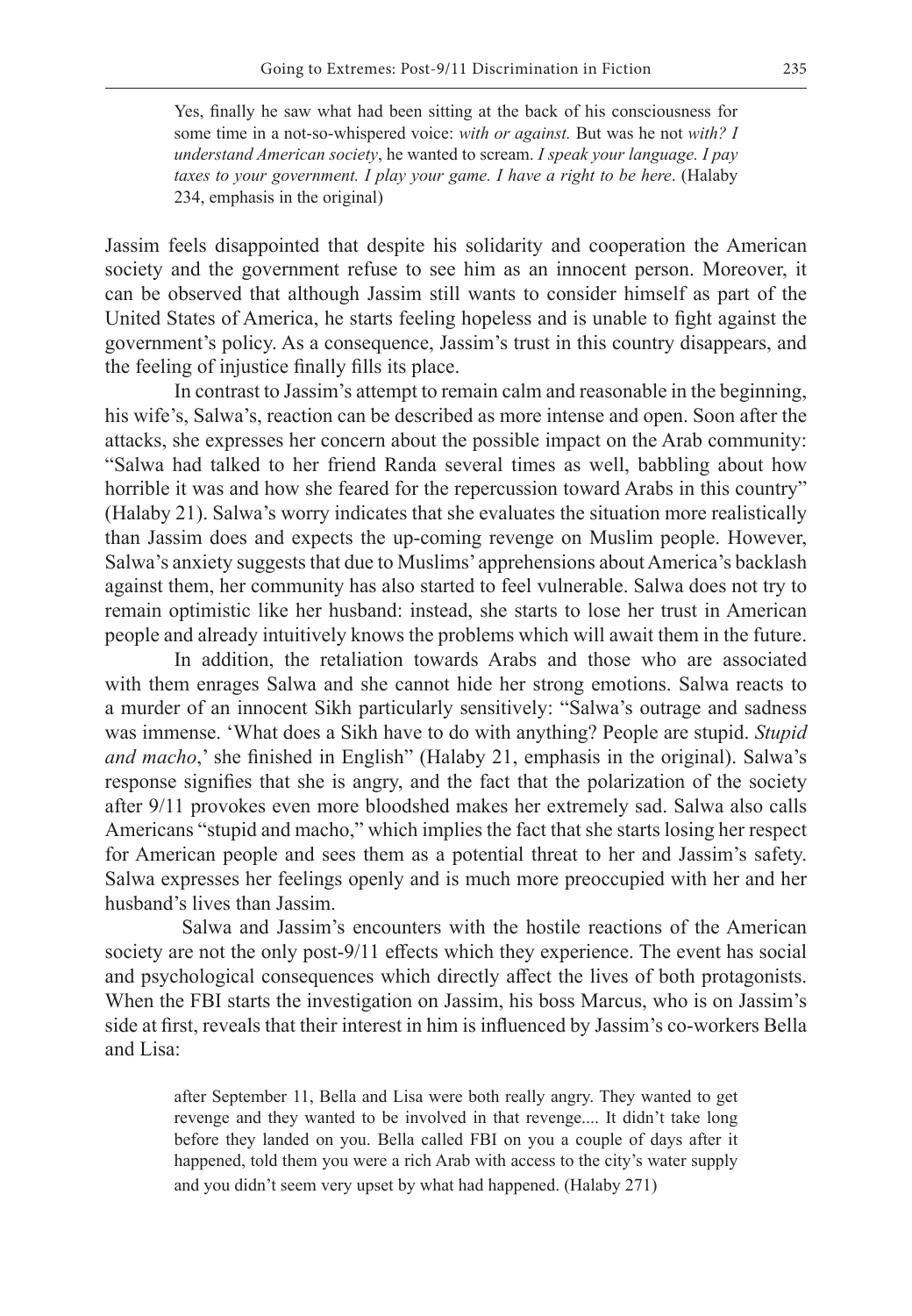> Yes, finally he saw what had been sitting at the back of his consciousness for some time in a not-so-whispered voice: *with or against.* But was he not *with? I understand American society*, he wanted to scream. *I speak your language. I pay taxes to your government. I play your game. I have a right to be here*. (Halaby 234, emphasis in the original)

Jassim feels disappointed that despite his solidarity and cooperation the American society and the government refuse to see him as an innocent person. Moreover, it can be observed that although Jassim still wants to consider himself as part of the United States of America, he starts feeling hopeless and is unable to fight against the government's policy. As a consequence, Jassim's trust in this country disappears, and the feeling of injustice finally fills its place.

In contrast to Jassim's attempt to remain calm and reasonable in the beginning, his wife's, Salwa's, reaction can be described as more intense and open. Soon after the attacks, she expresses her concern about the possible impact on the Arab community: "Salwa had talked to her friend Randa several times as well, babbling about how horrible it was and how she feared for the repercussion toward Arabs in this country" (Halaby 21). Salwa's worry indicates that she evaluates the situation more realistically than Jassim does and expects the up-coming revenge on Muslim people. However, Salwa's anxiety suggests that due to Muslims' apprehensions about America's backlash against them, her community has also started to feel vulnerable. Salwa does not try to remain optimistic like her husband: instead, she starts to lose her trust in American people and already intuitively knows the problems which will await them in the future.

In addition, the retaliation towards Arabs and those who are associated with them enrages Salwa and she cannot hide her strong emotions. Salwa reacts to a murder of an innocent Sikh particularly sensitively: "Salwa's outrage and sadness was immense. 'What does a Sikh have to do with anything? People are stupid. *Stupid and macho*,' she finished in English" (Halaby 21, emphasis in the original). Salwa's response signifies that she is angry, and the fact that the polarization of the society after 9/11 provokes even more bloodshed makes her extremely sad. Salwa also calls Americans "stupid and macho," which implies the fact that she starts losing her respect for American people and sees them as a potential threat to her and Jassim's safety. Salwa expresses her feelings openly and is much more preoccupied with her and her husband's lives than Jassim.

Salwa and Jassim's encounters with the hostile reactions of the American society are not the only post-9/11 effects which they experience. The event has social and psychological consequences which directly affect the lives of both protagonists. When the FBI starts the investigation on Jassim, his boss Marcus, who is on Jassim's side at first, reveals that their interest in him is influenced by Jassim's co-workers Bella and Lisa:

> after September 11, Bella and Lisa were both really angry. They wanted to get revenge and they wanted to be involved in that revenge.... It didn't take long before they landed on you. Bella called FBI on you a couple of days after it happened, told them you were a rich Arab with access to the city's water supply and you didn't seem very upset by what had happened. (Halaby 271)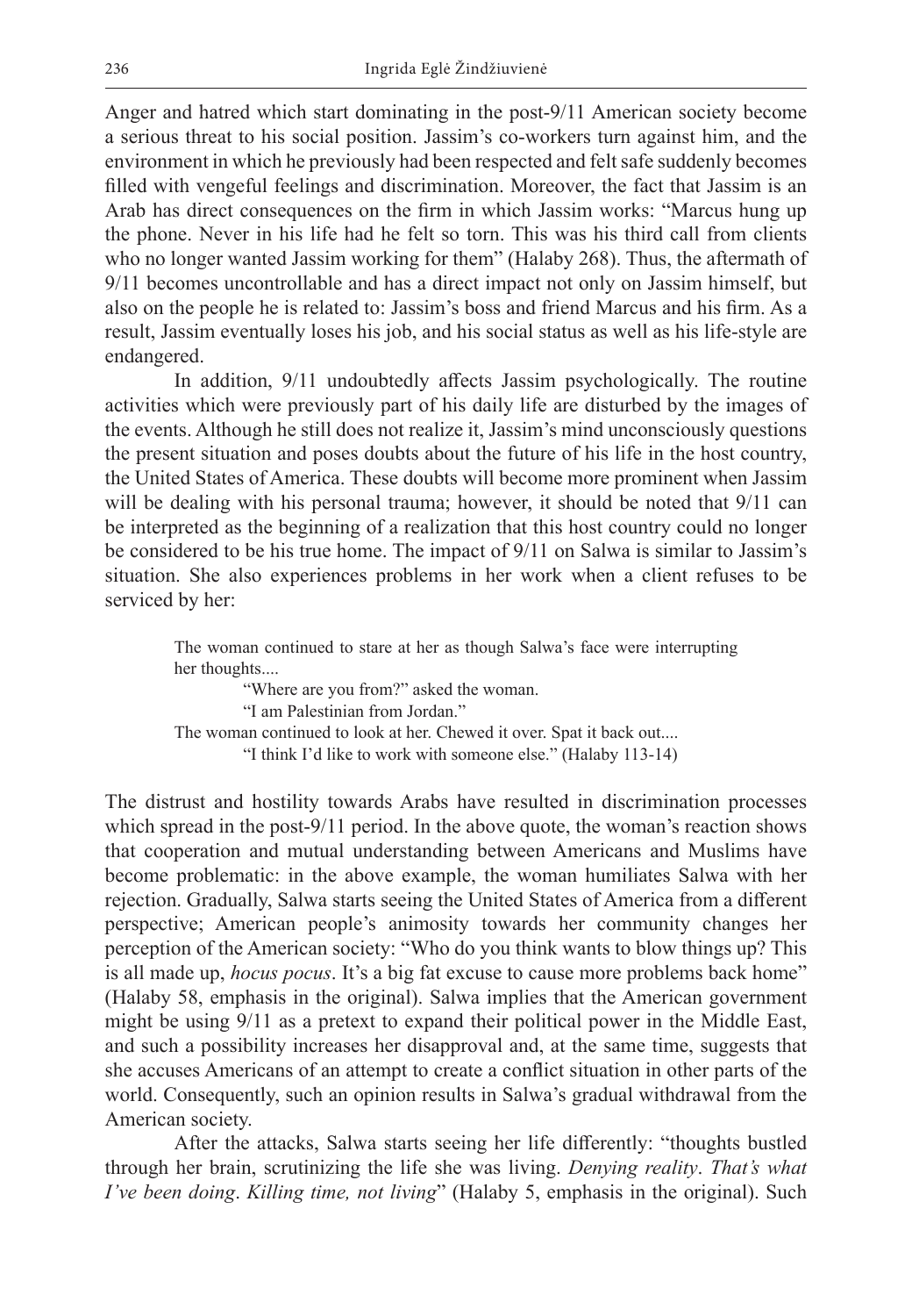Anger and hatred which start dominating in the post-9/11 American society become a serious threat to his social position. Jassim's co-workers turn against him, and the environment in which he previously had been respected and felt safe suddenly becomes filled with vengeful feelings and discrimination. Moreover, the fact that Jassim is an Arab has direct consequences on the firm in which Jassim works: "Marcus hung up the phone. Never in his life had he felt so torn. This was his third call from clients who no longer wanted Jassim working for them" (Halaby 268). Thus, the aftermath of 9/11 becomes uncontrollable and has a direct impact not only on Jassim himself, but also on the people he is related to: Jassim's boss and friend Marcus and his firm. As a result, Jassim eventually loses his job, and his social status as well as his life-style are endangered.

In addition, 9/11 undoubtedly affects Jassim psychologically. The routine activities which were previously part of his daily life are disturbed by the images of the events. Although he still does not realize it, Jassim's mind unconsciously questions the present situation and poses doubts about the future of his life in the host country, the United States of America. These doubts will become more prominent when Jassim will be dealing with his personal trauma; however, it should be noted that 9/11 can be interpreted as the beginning of a realization that this host country could no longer be considered to be his true home. The impact of 9/11 on Salwa is similar to Jassim's situation. She also experiences problems in her work when a client refuses to be serviced by her:

> The woman continued to stare at her as though Salwa's face were interrupting her thoughts....
>
> "Where are you from?" asked the woman.
>
> "I am Palestinian from Jordan."
>
> The woman continued to look at her. Chewed it over. Spat it back out....
>
> "I think I'd like to work with someone else." (Halaby 113-14)

The distrust and hostility towards Arabs have resulted in discrimination processes which spread in the post-9/11 period. In the above quote, the woman's reaction shows that cooperation and mutual understanding between Americans and Muslims have become problematic: in the above example, the woman humiliates Salwa with her rejection. Gradually, Salwa starts seeing the United States of America from a different perspective; American people's animosity towards her community changes her perception of the American society: "Who do you think wants to blow things up? This is all made up, *hocus pocus*. It's a big fat excuse to cause more problems back home" (Halaby 58, emphasis in the original). Salwa implies that the American government might be using 9/11 as a pretext to expand their political power in the Middle East, and such a possibility increases her disapproval and, at the same time, suggests that she accuses Americans of an attempt to create a conflict situation in other parts of the world. Consequently, such an opinion results in Salwa's gradual withdrawal from the American society.

After the attacks, Salwa starts seeing her life differently: "thoughts bustled through her brain, scrutinizing the life she was living. *Denying reality*. *That's what I've been doing*. *Killing time, not living*" (Halaby 5, emphasis in the original). Such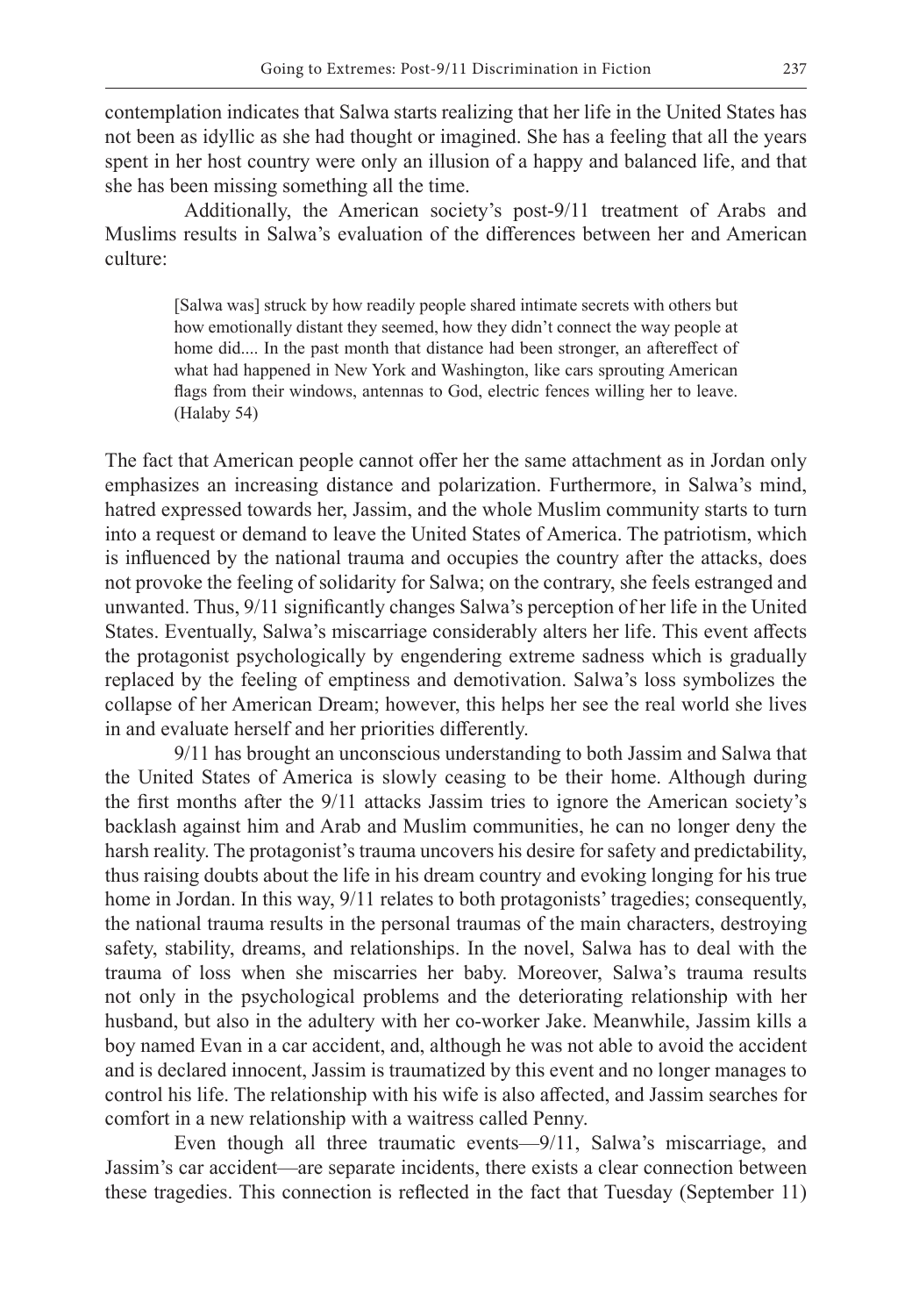contemplation indicates that Salwa starts realizing that her life in the United States has not been as idyllic as she had thought or imagined. She has a feeling that all the years spent in her host country were only an illusion of a happy and balanced life, and that she has been missing something all the time.

Additionally, the American society's post-9/11 treatment of Arabs and Muslims results in Salwa's evaluation of the differences between her and American culture:

> [Salwa was] struck by how readily people shared intimate secrets with others but how emotionally distant they seemed, how they didn't connect the way people at home did.... In the past month that distance had been stronger, an aftereffect of what had happened in New York and Washington, like cars sprouting American flags from their windows, antennas to God, electric fences willing her to leave. (Halaby 54)

The fact that American people cannot offer her the same attachment as in Jordan only emphasizes an increasing distance and polarization. Furthermore, in Salwa's mind, hatred expressed towards her, Jassim, and the whole Muslim community starts to turn into a request or demand to leave the United States of America. The patriotism, which is influenced by the national trauma and occupies the country after the attacks, does not provoke the feeling of solidarity for Salwa; on the contrary, she feels estranged and unwanted. Thus, 9/11 significantly changes Salwa's perception of her life in the United States. Eventually, Salwa's miscarriage considerably alters her life. This event affects the protagonist psychologically by engendering extreme sadness which is gradually replaced by the feeling of emptiness and demotivation. Salwa's loss symbolizes the collapse of her American Dream; however, this helps her see the real world she lives in and evaluate herself and her priorities differently.

9/11 has brought an unconscious understanding to both Jassim and Salwa that the United States of America is slowly ceasing to be their home. Although during the first months after the 9/11 attacks Jassim tries to ignore the American society's backlash against him and Arab and Muslim communities, he can no longer deny the harsh reality. The protagonist's trauma uncovers his desire for safety and predictability, thus raising doubts about the life in his dream country and evoking longing for his true home in Jordan. In this way, 9/11 relates to both protagonists' tragedies; consequently, the national trauma results in the personal traumas of the main characters, destroying safety, stability, dreams, and relationships. In the novel, Salwa has to deal with the trauma of loss when she miscarries her baby. Moreover, Salwa's trauma results not only in the psychological problems and the deteriorating relationship with her husband, but also in the adultery with her co-worker Jake. Meanwhile, Jassim kills a boy named Evan in a car accident, and, although he was not able to avoid the accident and is declared innocent, Jassim is traumatized by this event and no longer manages to control his life. The relationship with his wife is also affected, and Jassim searches for comfort in a new relationship with a waitress called Penny.

Even though all three traumatic events—9/11, Salwa's miscarriage, and Jassim's car accident—are separate incidents, there exists a clear connection between these tragedies. This connection is reflected in the fact that Tuesday (September 11)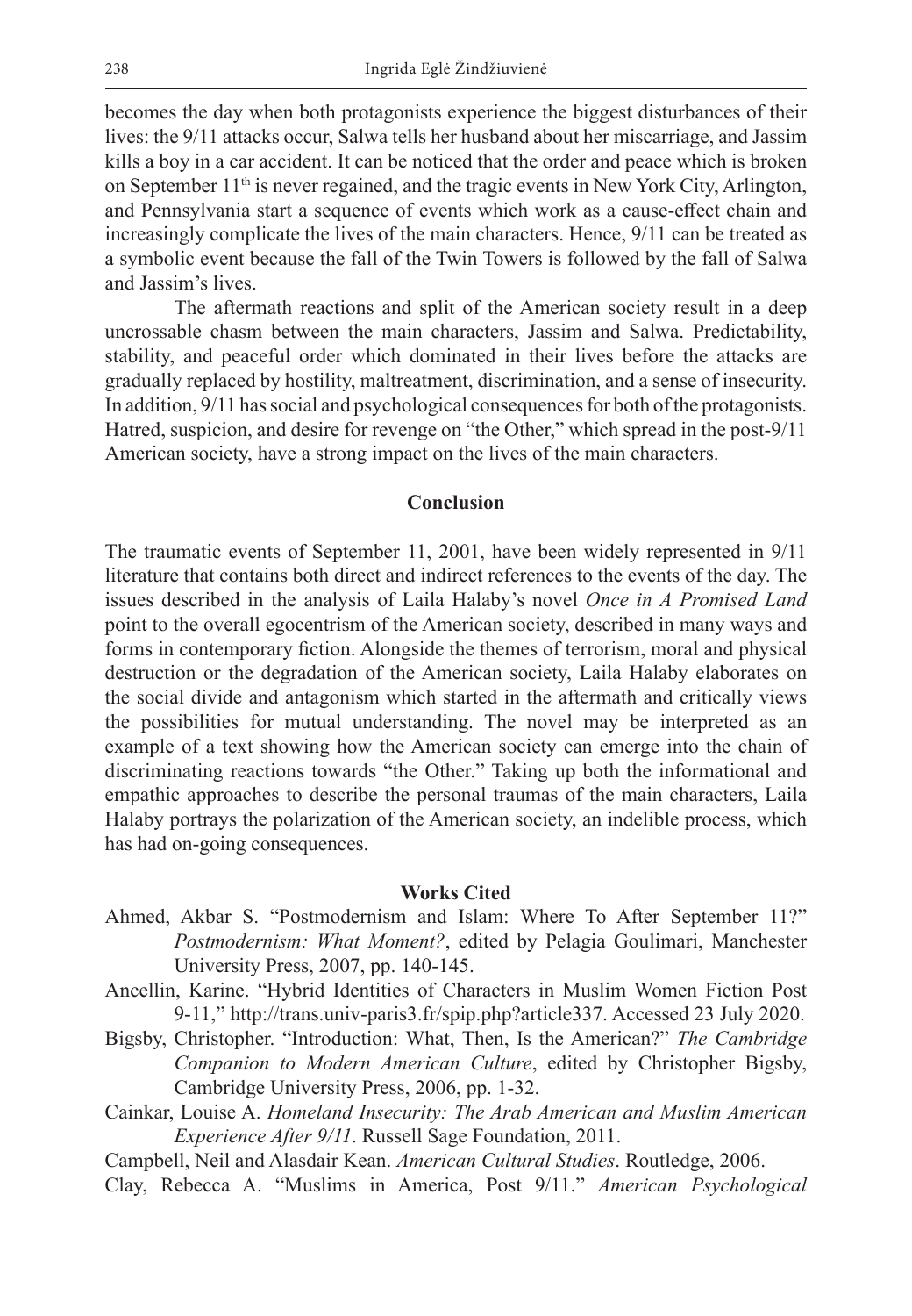becomes the day when both protagonists experience the biggest disturbances of their lives: the 9/11 attacks occur, Salwa tells her husband about her miscarriage, and Jassim kills a boy in a car accident. It can be noticed that the order and peace which is broken on September 11th is never regained, and the tragic events in New York City, Arlington, and Pennsylvania start a sequence of events which work as a cause-effect chain and increasingly complicate the lives of the main characters. Hence, 9/11 can be treated as a symbolic event because the fall of the Twin Towers is followed by the fall of Salwa and Jassim's lives.

The aftermath reactions and split of the American society result in a deep uncrossable chasm between the main characters, Jassim and Salwa. Predictability, stability, and peaceful order which dominated in their lives before the attacks are gradually replaced by hostility, maltreatment, discrimination, and a sense of insecurity. In addition, 9/11 has social and psychological consequences for both of the protagonists. Hatred, suspicion, and desire for revenge on "the Other," which spread in the post-9/11 American society, have a strong impact on the lives of the main characters.

## Conclusion

The traumatic events of September 11, 2001, have been widely represented in 9/11 literature that contains both direct and indirect references to the events of the day. The issues described in the analysis of Laila Halaby's novel *Once in A Promised Land* point to the overall egocentrism of the American society, described in many ways and forms in contemporary fiction. Alongside the themes of terrorism, moral and physical destruction or the degradation of the American society, Laila Halaby elaborates on the social divide and antagonism which started in the aftermath and critically views the possibilities for mutual understanding. The novel may be interpreted as an example of a text showing how the American society can emerge into the chain of discriminating reactions towards "the Other." Taking up both the informational and empathic approaches to describe the personal traumas of the main characters, Laila Halaby portrays the polarization of the American society, an indelible process, which has had on-going consequences.

## Works Cited

Ahmed, Akbar S. "Postmodernism and Islam: Where To After September 11?" *Postmodernism: What Moment?*, edited by Pelagia Goulimari, Manchester University Press, 2007, pp. 140-145.

Ancellin, Karine. "Hybrid Identities of Characters in Muslim Women Fiction Post 9-11," http://trans.univ-paris3.fr/spip.php?article337. Accessed 23 July 2020.

Bigsby, Christopher. "Introduction: What, Then, Is the American?" *The Cambridge Companion to Modern American Culture*, edited by Christopher Bigsby, Cambridge University Press, 2006, pp. 1-32.

Cainkar, Louise A. *Homeland Insecurity: The Arab American and Muslim American Experience After 9/11*. Russell Sage Foundation, 2011.

Campbell, Neil and Alasdair Kean. *American Cultural Studies*. Routledge, 2006.

Clay, Rebecca A. "Muslims in America, Post 9/11." *American Psychological*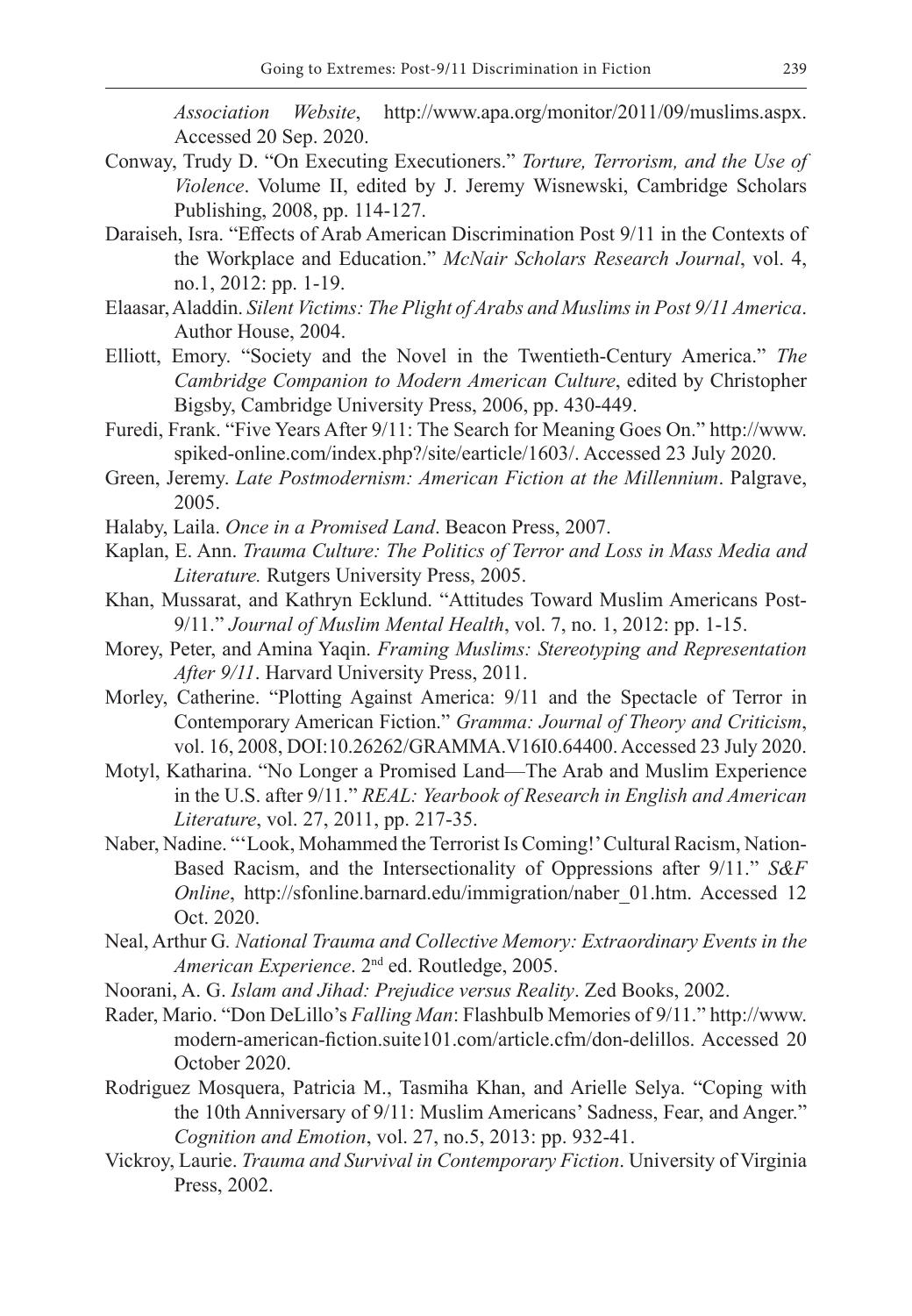*Association Website*, http://www.apa.org/monitor/2011/09/muslims.aspx. Accessed 20 Sep. 2020.

Conway, Trudy D. "On Executing Executioners." *Torture, Terrorism, and the Use of Violence*. Volume II, edited by J. Jeremy Wisnewski, Cambridge Scholars Publishing, 2008, pp. 114-127.

Daraiseh, Isra. "Effects of Arab American Discrimination Post 9/11 in the Contexts of the Workplace and Education." *McNair Scholars Research Journal*, vol. 4, no.1, 2012: pp. 1-19.

Elaasar, Aladdin. *Silent Victims: The Plight of Arabs and Muslims in Post 9/11 America*. Author House, 2004.

Elliott, Emory. "Society and the Novel in the Twentieth-Century America." *The Cambridge Companion to Modern American Culture*, edited by Christopher Bigsby, Cambridge University Press, 2006, pp. 430-449.

Furedi, Frank. "Five Years After 9/11: The Search for Meaning Goes On." http://www.spiked-online.com/index.php?/site/earticle/1603/. Accessed 23 July 2020.

Green, Jeremy. *Late Postmodernism: American Fiction at the Millennium*. Palgrave, 2005.

Halaby, Laila. *Once in a Promised Land*. Beacon Press, 2007.

Kaplan, E. Ann. *Trauma Culture: The Politics of Terror and Loss in Mass Media and Literature.* Rutgers University Press, 2005.

Khan, Mussarat, and Kathryn Ecklund. "Attitudes Toward Muslim Americans Post-9/11." *Journal of Muslim Mental Health*, vol. 7, no. 1, 2012: pp. 1-15.

Morey, Peter, and Amina Yaqin. *Framing Muslims: Stereotyping and Representation After 9/11*. Harvard University Press, 2011.

Morley, Catherine. "Plotting Against America: 9/11 and the Spectacle of Terror in Contemporary American Fiction." *Gramma: Journal of Theory and Criticism*, vol. 16, 2008, DOI:10.26262/GRAMMA.V16I0.64400. Accessed 23 July 2020.

Motyl, Katharina. "No Longer a Promised Land—The Arab and Muslim Experience in the U.S. after 9/11." *REAL: Yearbook of Research in English and American Literature*, vol. 27, 2011, pp. 217-35.

Naber, Nadine. "'Look, Mohammed the Terrorist Is Coming!' Cultural Racism, Nation-Based Racism, and the Intersectionality of Oppressions after 9/11." *S&F Online*, http://sfonline.barnard.edu/immigration/naber_01.htm. Accessed 12 Oct. 2020.

Neal, Arthur G. *National Trauma and Collective Memory: Extraordinary Events in the American Experience*. 2nd ed. Routledge, 2005.

Noorani, A. G. *Islam and Jihad: Prejudice versus Reality*. Zed Books, 2002.

Rader, Mario. "Don DeLillo's *Falling Man*: Flashbulb Memories of 9/11." http://www.modern-american-fiction.suite101.com/article.cfm/don-delillos. Accessed 20 October 2020.

Rodriguez Mosquera, Patricia M., Tasmiha Khan, and Arielle Selya. "Coping with the 10th Anniversary of 9/11: Muslim Americans' Sadness, Fear, and Anger." *Cognition and Emotion*, vol. 27, no.5, 2013: pp. 932-41.

Vickroy, Laurie. *Trauma and Survival in Contemporary Fiction*. University of Virginia Press, 2002.